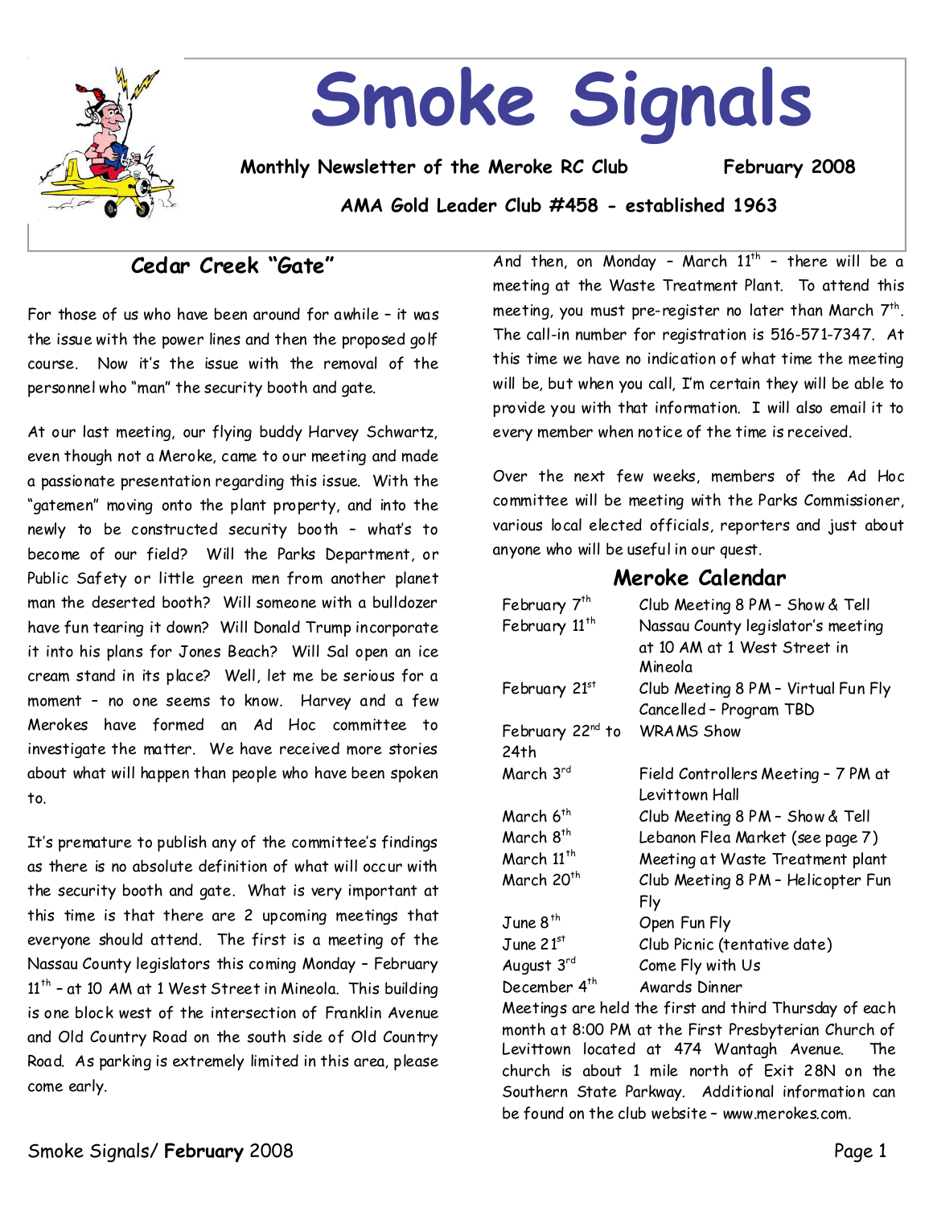# Smoke Signals

**Monthly Newsletter of the Meroke RC Club** **February 2008**

**AMA Gold Leader Club #458 - established 1963**

## Cedar Creek "Gate"

For those of us who have been around for awhile – it was the issue with the power lines and then the proposed golf course. Now it's the issue with the removal of the personnel who "man" the security booth and gate.

At our last meeting, our flying buddy Harvey Schwartz, even though not a Meroke, came to our meeting and made a passionate presentation regarding this issue. With the "gatemen" moving onto the plant property, and into the newly to be constructed security booth – what's to become of our field? Will the Parks Department, or Public Safety or little green men from another planet man the deserted booth? Will someone with a bulldozer have fun tearing it down? Will Donald Trump incorporate it into his plans for Jones Beach? Will Sal open an ice cream stand in its place? Well, let me be serious for a moment – no one seems to know. Harvey and a few Merokes have formed an Ad Hoc committee to investigate the matter. We have received more stories about what will happen than people who have been spoken to.

It's premature to publish any of the committee's findings as there is no absolute definition of what will occur with the security booth and gate. What is very important at this time is that there are 2 upcoming meetings that everyone should attend. The first is a meeting of the Nassau County legislators this coming Monday – February 11th – at 10 AM at 1 West Street in Mineola. This building is one block west of the intersection of Franklin Avenue and Old Country Road on the south side of Old Country Road. As parking is extremely limited in this area, please come early.

And then, on Monday – March 11th – there will be a meeting at the Waste Treatment Plant. To attend this meeting, you must pre-register no later than March 7th. The call-in number for registration is 516-571-7347. At this time we have no indication of what time the meeting will be, but when you call, I'm certain they will be able to provide you with that information. I will also email it to every member when notice of the time is received.

Over the next few weeks, members of the Ad Hoc committee will be meeting with the Parks Commissioner, various local elected officials, reporters and just about anyone who will be useful in our quest.

## Meroke Calendar

| | |
|---|---|
| February 7th | Club Meeting 8 PM – Show & Tell |
| February 11th | Nassau County legislator's meeting at 10 AM at 1 West Street in Mineola |
| February 21st | Club Meeting 8 PM – Virtual Fun Fly Cancelled – Program TBD |
| February 22nd to 24th | WRAMS Show |
| March 3rd | Field Controllers Meeting – 7 PM at Levittown Hall |
| March 6th | Club Meeting 8 PM – Show & Tell |
| March 8th | Lebanon Flea Market (see page 7) |
| March 11th | Meeting at Waste Treatment plant |
| March 20th | Club Meeting 8 PM – Helicopter Fun Fly |
| June 8th | Open Fun Fly |
| June 21st | Club Picnic (tentative date) |
| August 3rd | Come Fly with Us |
| December 4th | Awards Dinner |

Meetings are held the first and third Thursday of each month at 8:00 PM at the First Presbyterian Church of Levittown located at 474 Wantagh Avenue. The church is about 1 mile north of Exit 28N on the Southern State Parkway. Additional information can be found on the club website – www.merokes.com.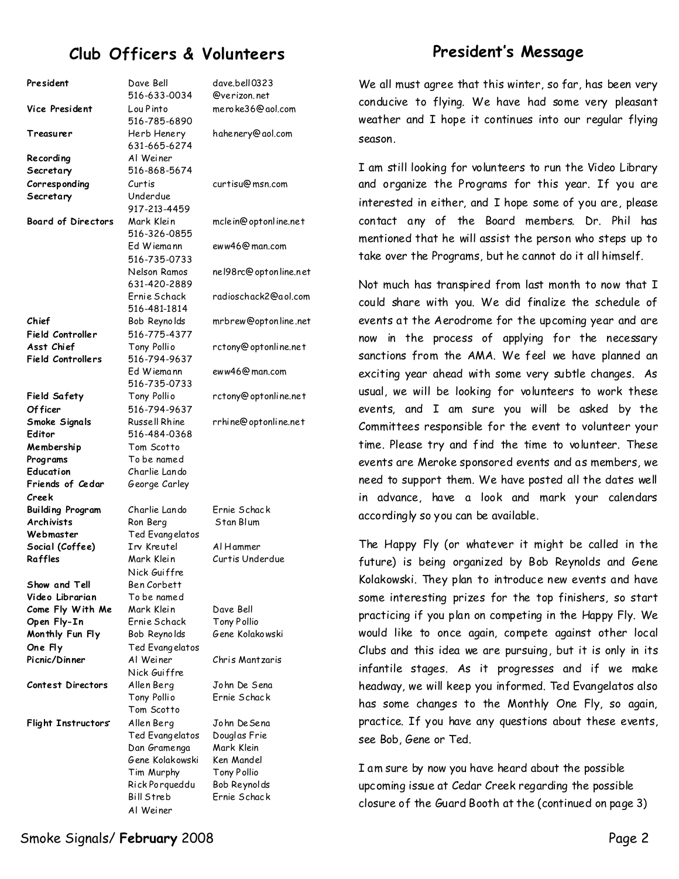## Club Officers & Volunteers

| | | |
|---|---|---|
| **President** | Dave Bell 516-633-0034 | dave.bell0323 @verizon.net |
| **Vice President** | Lou Pinto 516-785-6890 | meroke36@aol.com |
| **Treasurer** | Herb Henery 631-665-6274 | hahenery@aol.com |
| **Recording Secretary** | Al Weiner 516-868-5674 | |
| **Corresponding Secretary** | Curtis Underdue 917-213-4459 | curtisu@msn.com |
| **Board of Directors** | Mark Klein 516-326-0855 | mclein@optonline.net |
| | Ed Wiemann 516-735-0733 | eww46@man.com |
| | Nelson Ramos 631-420-2889 | nel98rc@optonline.net |
| | Ernie Schack 516-481-1814 | radioschack2@aol.com |
| **Chief Field Controller** | Bob Reynolds 516-775-4377 | mrbrew@optonline.net |
| **Asst Chief Field Controllers** | Tony Pollio 516-794-9637 | rctony@optonline.net |
| | Ed Wiemann 516-735-0733 | eww46@man.com |
| **Field Safety Officer** | Tony Pollio 516-794-9637 | rctony@optonline.net |
| **Smoke Signals Editor** | Russell Rhine 516-484-0368 | rrhine@optonline.net |
| **Membership** | Tom Scotto | |
| **Programs** | To be named | |
| **Education** | Charlie Lando | |
| **Friends of Cedar Creek** | George Carley | |
| **Building Program** | Charlie Lando | Ernie Schack |
| **Archivists** | Ron Berg | Stan Blum |
| **Webmaster** | Ted Evangelatos | |
| **Social (Coffee)** | Irv Kreutel | Al Hammer |
| **Raffles** | Mark Klein | Curtis Underdue |
| | Nick Guiffre | |
| **Show and Tell** | Ben Corbett | |
| **Video Librarian** | To be named | |
| **Come Fly With Me** | Mark Klein | Dave Bell |
| **Open Fly-In** | Ernie Schack | Tony Pollio |
| **Monthly Fun Fly** | Bob Reynolds | Gene Kolakowski |
| **One Fly** | Ted Evangelatos | |
| **Picnic/Dinner** | Al Weiner | Chris Mantzaris |
| | Nick Guiffre | |
| **Contest Directors** | Allen Berg | John De Sena |
| | Tony Pollio | Ernie Schack |
| | Tom Scotto | |
| **Flight Instructors** | Allen Berg | John DeSena |
| | Ted Evangelatos | Douglas Frie |
| | Dan Gramenga | Mark Klein |
| | Gene Kolakowski | Ken Mandel |
| | Tim Murphy | Tony Pollio |
| | Rick Porqueddu | Bob Reynolds |
| | Bill Streb | Ernie Schack |
| | Al Weiner | |

## President's Message

We all must agree that this winter, so far, has been very conducive to flying. We have had some very pleasant weather and I hope it continues into our regular flying season.

I am still looking for volunteers to run the Video Library and organize the Programs for this year. If you are interested in either, and I hope some of you are, please contact any of the Board members. Dr. Phil has mentioned that he will assist the person who steps up to take over the Programs, but he cannot do it all himself.

Not much has transpired from last month to now that I could share with you. We did finalize the schedule of events at the Aerodrome for the upcoming year and are now in the process of applying for the necessary sanctions from the AMA. We feel we have planned an exciting year ahead with some very subtle changes. As usual, we will be looking for volunteers to work these events, and I am sure you will be asked by the Committees responsible for the event to volunteer your time. Please try and find the time to volunteer. These events are Meroke sponsored events and as members, we need to support them. We have posted all the dates well in advance, have a look and mark your calendars accordingly so you can be available.

The Happy Fly (or whatever it might be called in the future) is being organized by Bob Reynolds and Gene Kolakowski. They plan to introduce new events and have some interesting prizes for the top finishers, so start practicing if you plan on competing in the Happy Fly. We would like to once again, compete against other local Clubs and this idea we are pursuing, but it is only in its infantile stages. As it progresses and if we make headway, we will keep you informed. Ted Evangelatos also has some changes to the Monthly One Fly, so again, practice. If you have any questions about these events, see Bob, Gene or Ted.

I am sure by now you have heard about the possible upcoming issue at Cedar Creek regarding the possible closure of the Guard Booth at the (continued on page 3)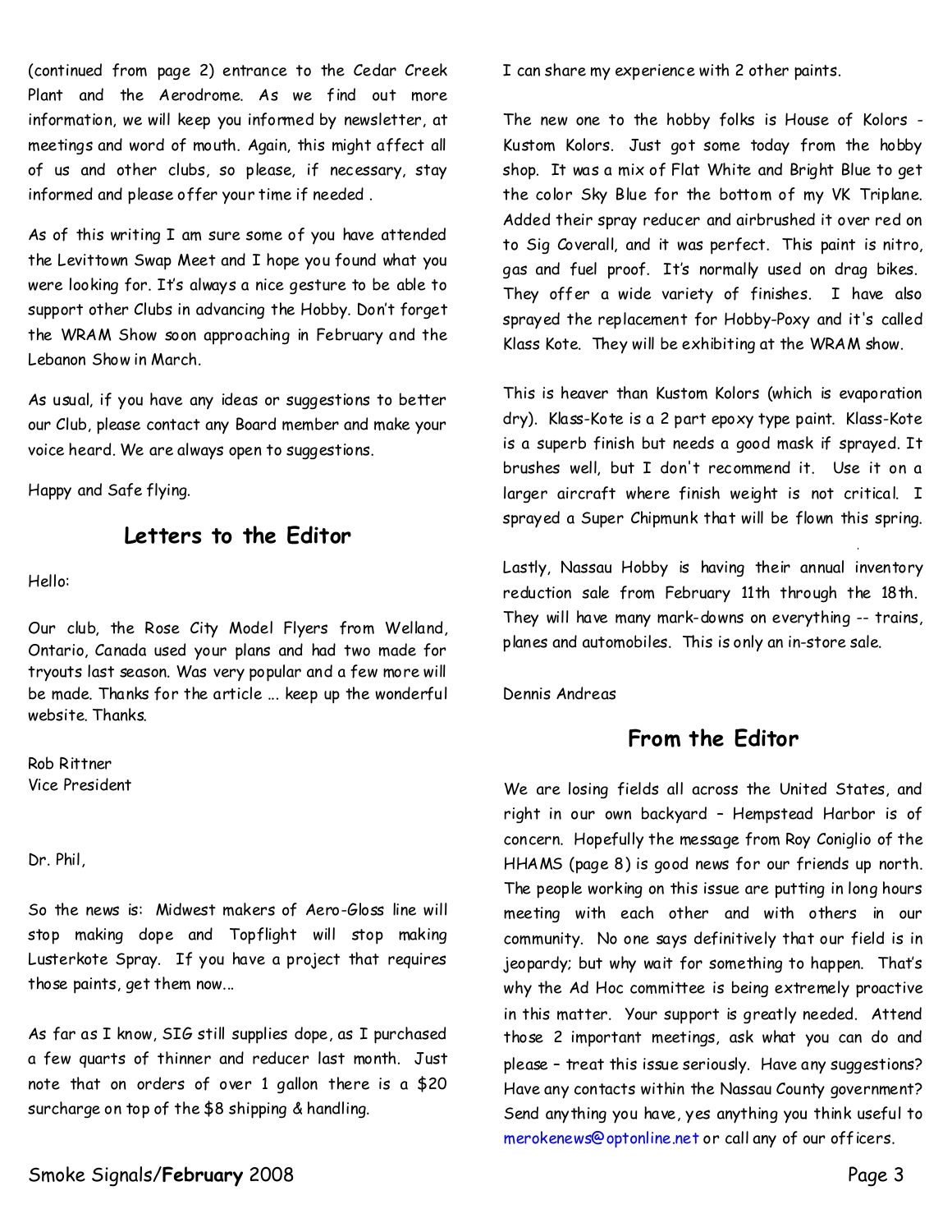(continued from page 2) entrance to the Cedar Creek Plant and the Aerodrome. As we find out more information, we will keep you informed by newsletter, at meetings and word of mouth. Again, this might affect all of us and other clubs, so please, if necessary, stay informed and please offer your time if needed .

As of this writing I am sure some of you have attended the Levittown Swap Meet and I hope you found what you were looking for. It's always a nice gesture to be able to support other Clubs in advancing the Hobby. Don't forget the WRAM Show soon approaching in February and the Lebanon Show in March.

As usual, if you have any ideas or suggestions to better our Club, please contact any Board member and make your voice heard. We are always open to suggestions.

Happy and Safe flying.

## Letters to the Editor

Hello:

Our club, the Rose City Model Flyers from Welland, Ontario, Canada used your plans and had two made for tryouts last season. Was very popular and a few more will be made. Thanks for the article ... keep up the wonderful website. Thanks.

Rob Rittner
Vice President

Dr. Phil,

So the news is: Midwest makers of Aero-Gloss line will stop making dope and Topflight will stop making Lusterkote Spray. If you have a project that requires those paints, get them now...

As far as I know, SIG still supplies dope, as I purchased a few quarts of thinner and reducer last month. Just note that on orders of over 1 gallon there is a $20 surcharge on top of the $8 shipping & handling.

I can share my experience with 2 other paints.

The new one to the hobby folks is House of Kolors - Kustom Kolors. Just got some today from the hobby shop. It was a mix of Flat White and Bright Blue to get the color Sky Blue for the bottom of my VK Triplane. Added their spray reducer and airbrushed it over red on to Sig Coverall, and it was perfect. This paint is nitro, gas and fuel proof. It's normally used on drag bikes. They offer a wide variety of finishes. I have also sprayed the replacement for Hobby-Poxy and it's called Klass Kote. They will be exhibiting at the WRAM show.

This is heaver than Kustom Kolors (which is evaporation dry). Klass-Kote is a 2 part epoxy type paint. Klass-Kote is a superb finish but needs a good mask if sprayed. It brushes well, but I don't recommend it. Use it on a larger aircraft where finish weight is not critical. I sprayed a Super Chipmunk that will be flown this spring.

Lastly, Nassau Hobby is having their annual inventory reduction sale from February 11th through the 18th. They will have many mark-downs on everything -- trains, planes and automobiles. This is only an in-store sale.

Dennis Andreas

## From the Editor

We are losing fields all across the United States, and right in our own backyard – Hempstead Harbor is of concern. Hopefully the message from Roy Coniglio of the HHAMS (page 8) is good news for our friends up north. The people working on this issue are putting in long hours meeting with each other and with others in our community. No one says definitively that our field is in jeopardy; but why wait for something to happen. That's why the Ad Hoc committee is being extremely proactive in this matter. Your support is greatly needed. Attend those 2 important meetings, ask what you can do and please – treat this issue seriously. Have any suggestions? Have any contacts within the Nassau County government? Send anything you have, yes anything you think useful to merokenews@optonline.net or call any of our officers.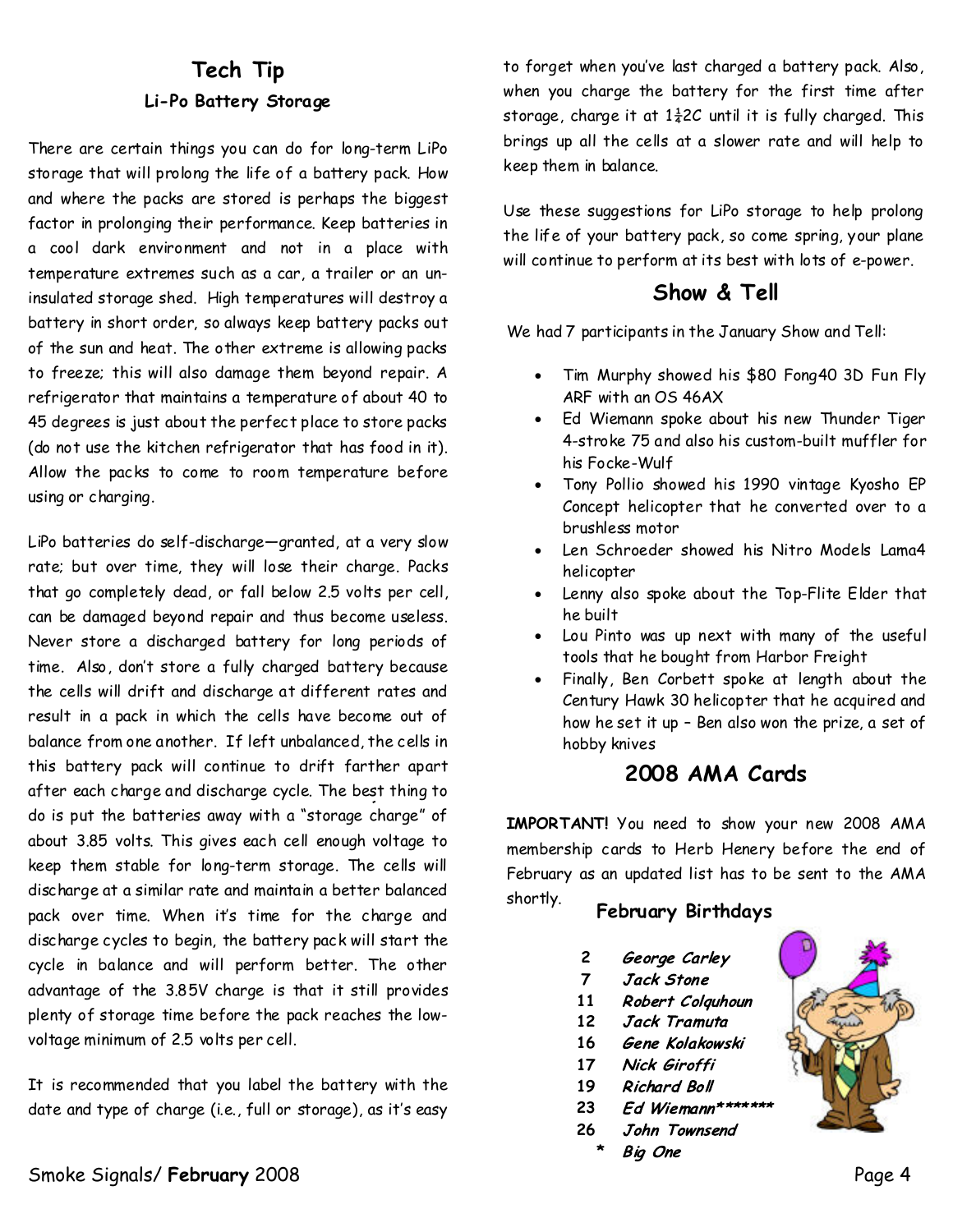## Tech Tip

### Li-Po Battery Storage

There are certain things you can do for long-term LiPo storage that will prolong the life of a battery pack. How and where the packs are stored is perhaps the biggest factor in prolonging their performance. Keep batteries in a cool dark environment and not in a place with temperature extremes such as a car, a trailer or an un-insulated storage shed. High temperatures will destroy a battery in short order, so always keep battery packs out of the sun and heat. The other extreme is allowing packs to freeze; this will also damage them beyond repair. A refrigerator that maintains a temperature of about 40 to 45 degrees is just about the perfect place to store packs (do not use the kitchen refrigerator that has food in it). Allow the packs to come to room temperature before using or charging.

LiPo batteries do self-discharge—granted, at a very slow rate; but over time, they will lose their charge. Packs that go completely dead, or fall below 2.5 volts per cell, can be damaged beyond repair and thus become useless. Never store a discharged battery for long periods of time. Also, don't store a fully charged battery because the cells will drift and discharge at different rates and result in a pack in which the cells have become out of balance from one another. If left unbalanced, the cells in this battery pack will continue to drift farther apart after each charge and discharge cycle. The best thing to do is put the batteries away with a "storage charge" of about 3.85 volts. This gives each cell enough voltage to keep them stable for long-term storage. The cells will discharge at a similar rate and maintain a better balanced pack over time. When it's time for the charge and discharge cycles to begin, the battery pack will start the cycle in balance and will perform better. The other advantage of the 3.85V charge is that it still provides plenty of storage time before the pack reaches the low-voltage minimum of 2.5 volts per cell.

It is recommended that you label the battery with the date and type of charge (i.e., full or storage), as it's easy to forget when you've last charged a battery pack. Also, when you charge the battery for the first time after storage, charge it at 1½C until it is fully charged. This brings up all the cells at a slower rate and will help to keep them in balance.

Use these suggestions for LiPo storage to help prolong the life of your battery pack, so come spring, your plane will continue to perform at its best with lots of e-power.

## Show & Tell

We had 7 participants in the January Show and Tell:

- Tim Murphy showed his $80 Fong40 3D Fun Fly ARF with an OS 46AX
- Ed Wiemann spoke about his new Thunder Tiger 4-stroke 75 and also his custom-built muffler for his Focke-Wulf
- Tony Pollio showed his 1990 vintage Kyosho EP Concept helicopter that he converted over to a brushless motor
- Len Schroeder showed his Nitro Models Lama4 helicopter
- Lenny also spoke about the Top-Flite Elder that he built
- Lou Pinto was up next with many of the useful tools that he bought from Harbor Freight
- Finally, Ben Corbett spoke at length about the Century Hawk 30 helicopter that he acquired and how he set it up – Ben also won the prize, a set of hobby knives

## 2008 AMA Cards

**IMPORTANT!** You need to show your new 2008 AMA membership cards to Herb Henery before the end of February as an updated list has to be sent to the AMA shortly.

### February Birthdays

| | |
|---|---|
| 2 | *George Carley* |
| 7 | *Jack Stone* |
| 11 | *Robert Colquhoun* |
| 12 | *Jack Tramuta* |
| 16 | *Gene Kolakowski* |
| 17 | *Nick Giroffi* |
| 19 | *Richard Boll* |
| 23 | *Ed Wiemann\*\*\*\*\*\*\** |
| 26 | *John Townsend* |
| * | *Big One* |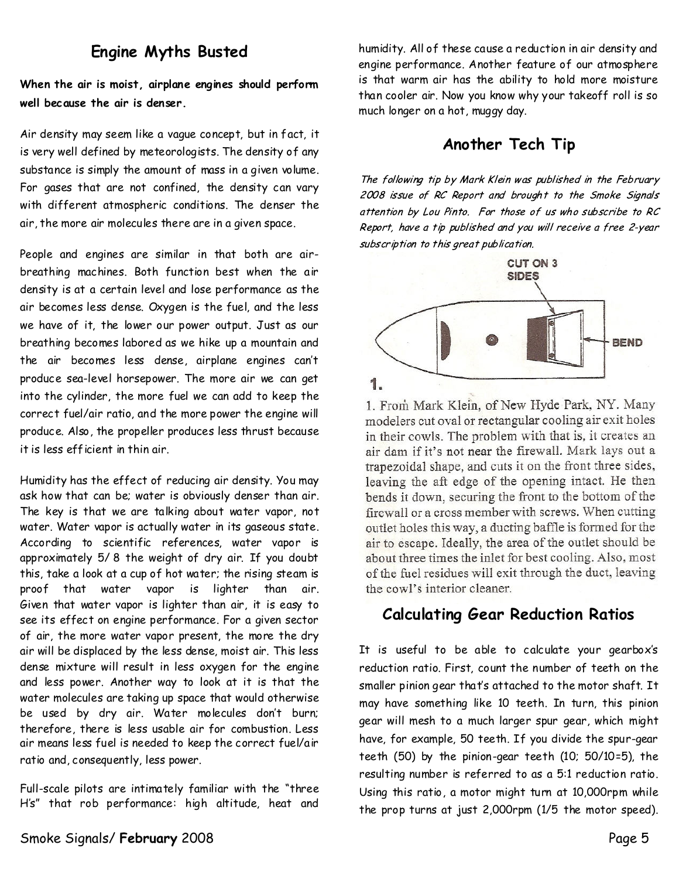## Engine Myths Busted

**When the air is moist, airplane engines should perform well because the air is denser.**

Air density may seem like a vague concept, but in fact, it is very well defined by meteorologists. The density of any substance is simply the amount of mass in a given volume. For gases that are not confined, the density can vary with different atmospheric conditions. The denser the air, the more air molecules there are in a given space.

People and engines are similar in that both are air-breathing machines. Both function best when the air density is at a certain level and lose performance as the air becomes less dense. Oxygen is the fuel, and the less we have of it, the lower our power output. Just as our breathing becomes labored as we hike up a mountain and the air becomes less dense, airplane engines can't produce sea-level horsepower. The more air we can get into the cylinder, the more fuel we can add to keep the correct fuel/air ratio, and the more power the engine will produce. Also, the propeller produces less thrust because it is less efficient in thin air.

Humidity has the effect of reducing air density. You may ask how that can be; water is obviously denser than air. The key is that we are talking about water vapor, not water. Water vapor is actually water in its gaseous state. According to scientific references, water vapor is approximately 5/8 the weight of dry air. If you doubt this, take a look at a cup of hot water; the rising steam is proof that water vapor is lighter than air. Given that water vapor is lighter than air, it is easy to see its effect on engine performance. For a given sector of air, the more water vapor present, the more the dry air will be displaced by the less dense, moist air. This less dense mixture will result in less oxygen for the engine and less power. Another way to look at it is that the water molecules are taking up space that would otherwise be used by dry air. Water molecules don't burn; therefore, there is less usable air for combustion. Less air means less fuel is needed to keep the correct fuel/air ratio and, consequently, less power.

Full-scale pilots are intimately familiar with the "three H's" that rob performance: high altitude, heat and humidity. All of these cause a reduction in air density and engine performance. Another feature of our atmosphere is that warm air has the ability to hold more moisture than cooler air. Now you know why your takeoff roll is so much longer on a hot, muggy day.

## Another Tech Tip

*The following tip by Mark Klein was published in the February 2008 issue of RC Report and brought to the Smoke Signals attention by Lou Pinto. For those of us who subscribe to RC Report, have a tip published and you will receive a free 2-year subscription to this great publication.*

CUT ON 3 SIDES

BEND

1.

1. From Mark Klein, of New Hyde Park, NY. Many modelers cut oval or rectangular cooling air exit holes in their cowls. The problem with that is, it creates an air dam if it's not near the firewall. Mark lays out a trapezoidal shape, and cuts it on the front three sides, leaving the aft edge of the opening intact. He then bends it down, securing the front to the bottom of the firewall or a cross member with screws. When cutting outlet holes this way, a ducting baffle is formed for the air to escape. Ideally, the area of the outlet should be about three times the inlet for best cooling. Also, most of the fuel residues will exit through the duct, leaving the cowl's interior cleaner.

## Calculating Gear Reduction Ratios

It is useful to be able to calculate your gearbox's reduction ratio. First, count the number of teeth on the smaller pinion gear that's attached to the motor shaft. It may have something like 10 teeth. In turn, this pinion gear will mesh to a much larger spur gear, which might have, for example, 50 teeth. If you divide the spur-gear teeth (50) by the pinion-gear teeth (10; 50/10=5), the resulting number is referred to as a 5:1 reduction ratio. Using this ratio, a motor might turn at 10,000rpm while the prop turns at just 2,000rpm (1/5 the motor speed).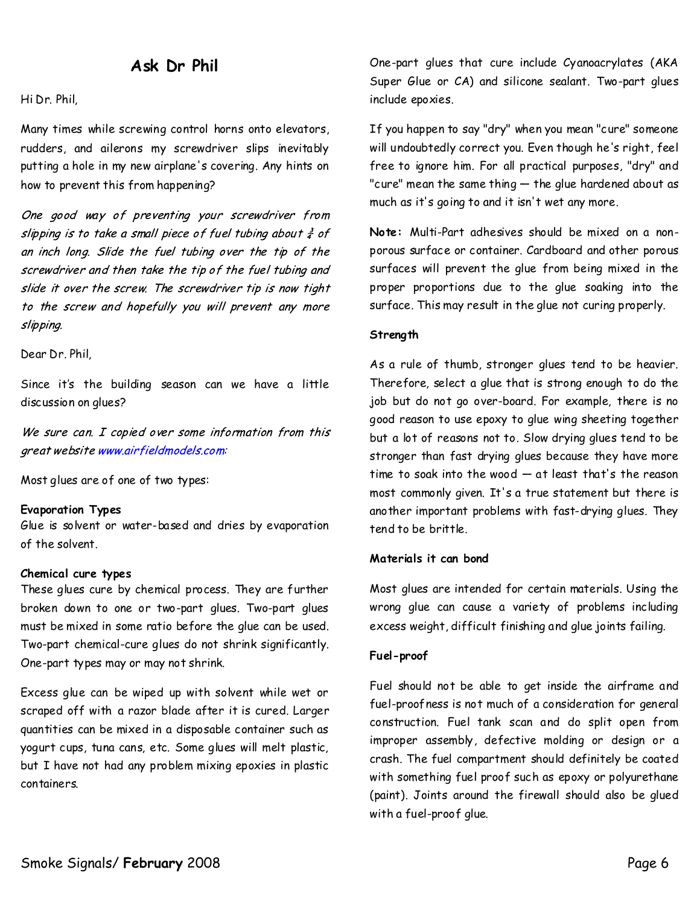## Ask Dr Phil

Hi Dr. Phil,

Many times while screwing control horns onto elevators, rudders, and ailerons my screwdriver slips inevitably putting a hole in my new airplane's covering. Any hints on how to prevent this from happening?

*One good way of preventing your screwdriver from slipping is to take a small piece of fuel tubing about ¾ of an inch long. Slide the fuel tubing over the tip of the screwdriver and then take the tip of the fuel tubing and slide it over the screw. The screwdriver tip is now tight to the screw and hopefully you will prevent any more slipping.*

Dear Dr. Phil,

Since it's the building season can we have a little discussion on glues?

*We sure can. I copied over some information from this great website www.airfieldmodels.com:*

Most glues are of one of two types:

**Evaporation Types**
Glue is solvent or water-based and dries by evaporation of the solvent.

**Chemical cure types**
These glues cure by chemical process. They are further broken down to one or two-part glues. Two-part glues must be mixed in some ratio before the glue can be used. Two-part chemical-cure glues do not shrink significantly. One-part types may or may not shrink.

Excess glue can be wiped up with solvent while wet or scraped off with a razor blade after it is cured. Larger quantities can be mixed in a disposable container such as yogurt cups, tuna cans, etc. Some glues will melt plastic, but I have not had any problem mixing epoxies in plastic containers.

One-part glues that cure include Cyanoacrylates (AKA Super Glue or CA) and silicone sealant. Two-part glues include epoxies.

If you happen to say "dry" when you mean "cure" someone will undoubtedly correct you. Even though he's right, feel free to ignore him. For all practical purposes, "dry" and "cure" mean the same thing — the glue hardened about as much as it's going to and it isn't wet any more.

**Note:** Multi-Part adhesives should be mixed on a non-porous surface or container. Cardboard and other porous surfaces will prevent the glue from being mixed in the proper proportions due to the glue soaking into the surface. This may result in the glue not curing properly.

**Strength**

As a rule of thumb, stronger glues tend to be heavier. Therefore, select a glue that is strong enough to do the job but do not go over-board. For example, there is no good reason to use epoxy to glue wing sheeting together but a lot of reasons not to. Slow drying glues tend to be stronger than fast drying glues because they have more time to soak into the wood — at least that's the reason most commonly given. It's a true statement but there is another important problems with fast-drying glues. They tend to be brittle.

**Materials it can bond**

Most glues are intended for certain materials. Using the wrong glue can cause a variety of problems including excess weight, difficult finishing and glue joints failing.

**Fuel-proof**

Fuel should not be able to get inside the airframe and fuel-proofness is not much of a consideration for general construction. Fuel tank scan and do split open from improper assembly, defective molding or design or a crash. The fuel compartment should definitely be coated with something fuel proof such as epoxy or polyurethane (paint). Joints around the firewall should also be glued with a fuel-proof glue.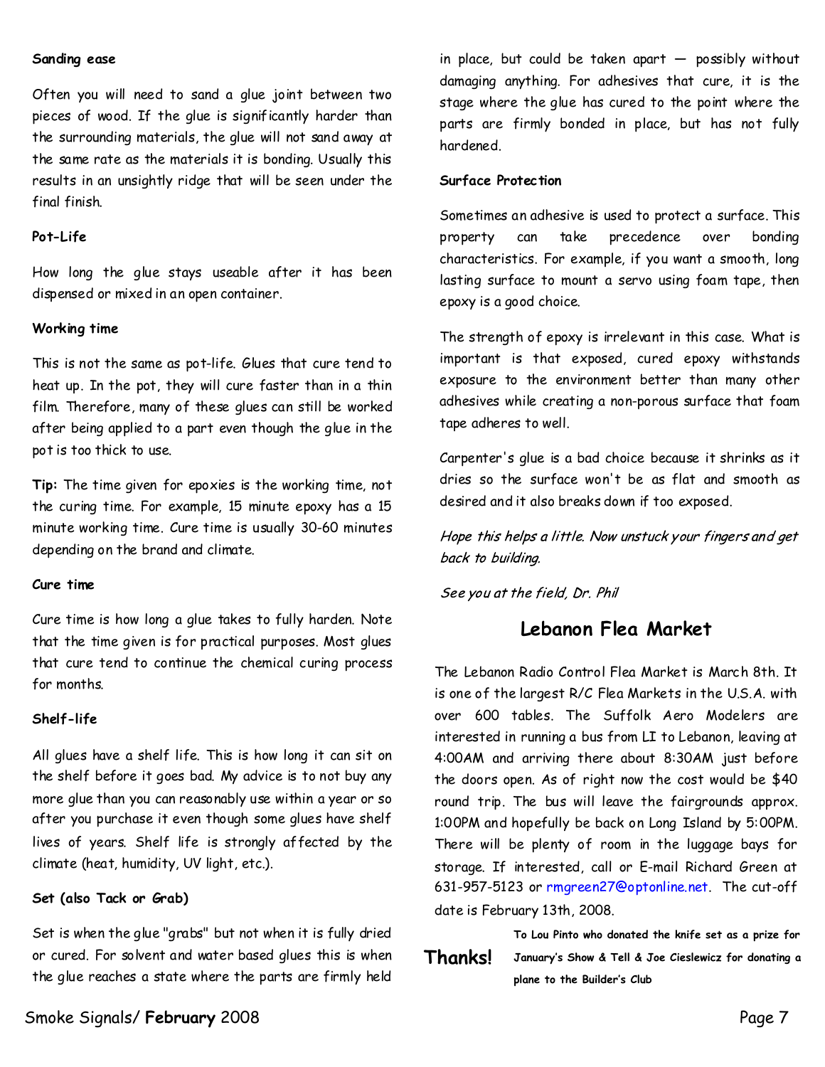**Sanding ease**

Often you will need to sand a glue joint between two pieces of wood. If the glue is significantly harder than the surrounding materials, the glue will not sand away at the same rate as the materials it is bonding. Usually this results in an unsightly ridge that will be seen under the final finish.

**Pot-Life**

How long the glue stays useable after it has been dispensed or mixed in an open container.

**Working time**

This is not the same as pot-life. Glues that cure tend to heat up. In the pot, they will cure faster than in a thin film. Therefore, many of these glues can still be worked after being applied to a part even though the glue in the pot is too thick to use.

**Tip:** The time given for epoxies is the working time, not the curing time. For example, 15 minute epoxy has a 15 minute working time. Cure time is usually 30-60 minutes depending on the brand and climate.

**Cure time**

Cure time is how long a glue takes to fully harden. Note that the time given is for practical purposes. Most glues that cure tend to continue the chemical curing process for months.

**Shelf-life**

All glues have a shelf life. This is how long it can sit on the shelf before it goes bad. My advice is to not buy any more glue than you can reasonably use within a year or so after you purchase it even though some glues have shelf lives of years. Shelf life is strongly affected by the climate (heat, humidity, UV light, etc.).

**Set (also Tack or Grab)**

Set is when the glue "grabs" but not when it is fully dried or cured. For solvent and water based glues this is when the glue reaches a state where the parts are firmly held in place, but could be taken apart — possibly without damaging anything. For adhesives that cure, it is the stage where the glue has cured to the point where the parts are firmly bonded in place, but has not fully hardened.

**Surface Protection**

Sometimes an adhesive is used to protect a surface. This property can take precedence over bonding characteristics. For example, if you want a smooth, long lasting surface to mount a servo using foam tape, then epoxy is a good choice.

The strength of epoxy is irrelevant in this case. What is important is that exposed, cured epoxy withstands exposure to the environment better than many other adhesives while creating a non-porous surface that foam tape adheres to well.

Carpenter's glue is a bad choice because it shrinks as it dries so the surface won't be as flat and smooth as desired and it also breaks down if too exposed.

*Hope this helps a little. Now unstuck your fingers and get back to building.*

*See you at the field, Dr. Phil*

## Lebanon Flea Market

The Lebanon Radio Control Flea Market is March 8th. It is one of the largest R/C Flea Markets in the U.S.A. with over 600 tables. The Suffolk Aero Modelers are interested in running a bus from LI to Lebanon, leaving at 4:00AM and arriving there about 8:30AM just before the doors open. As of right now the cost would be $40 round trip. The bus will leave the fairgrounds approx. 1:00PM and hopefully be back on Long Island by 5:00PM. There will be plenty of room in the luggage bays for storage. If interested, call or E-mail Richard Green at 631-957-5123 or rmgreen27@optonline.net. The cut-off date is February 13th, 2008.

**Thanks!** **To Lou Pinto who donated the knife set as a prize for January's Show & Tell & Joe Cieslewicz for donating a plane to the Builder's Club**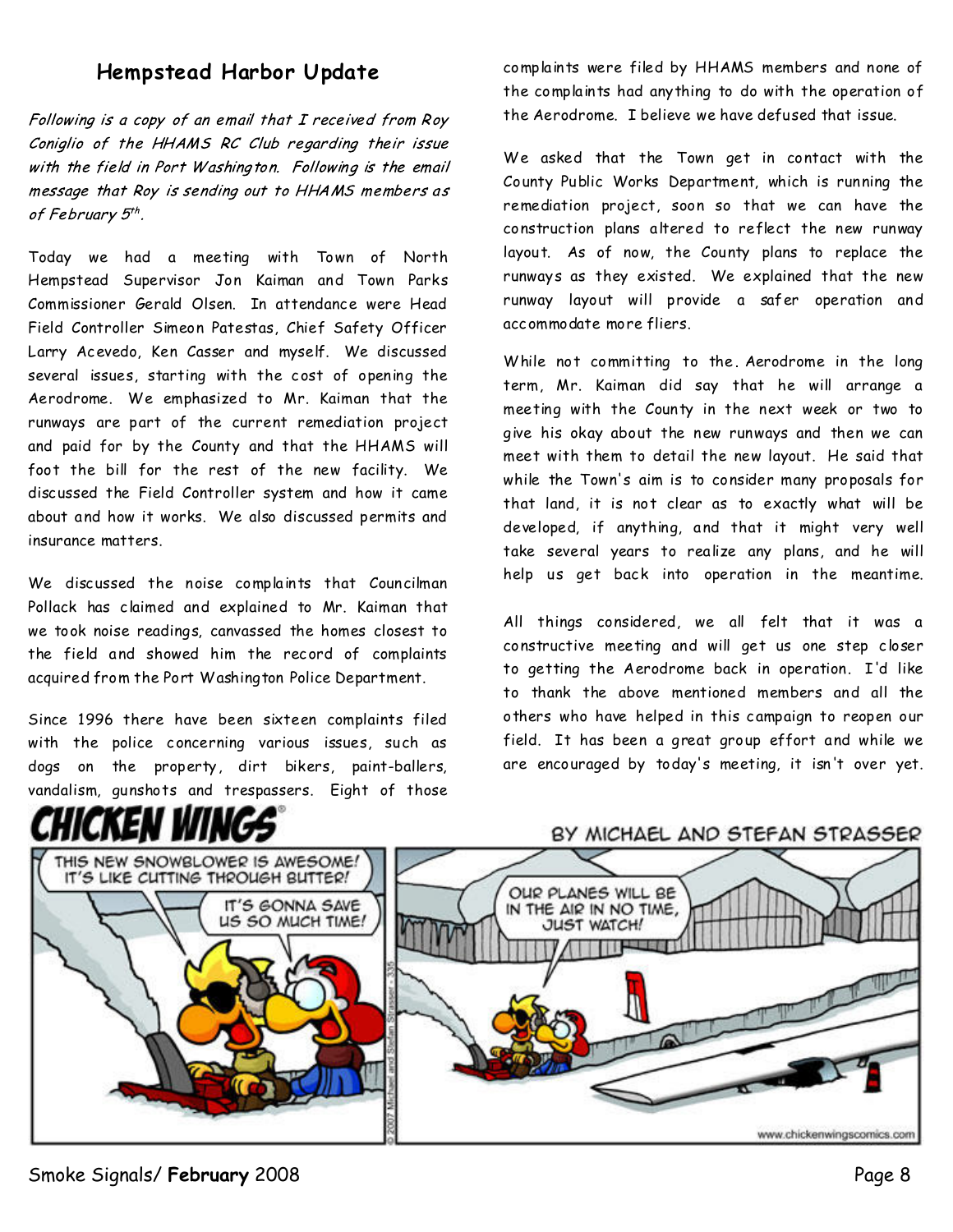## Hempstead Harbor Update

*Following is a copy of an email that I received from Roy Coniglio of the HHAMS RC Club regarding their issue with the field in Port Washington. Following is the email message that Roy is sending out to HHAMS members as of February 5th.*

Today we had a meeting with Town of North Hempstead Supervisor Jon Kaiman and Town Parks Commissioner Gerald Olsen. In attendance were Head Field Controller Simeon Patestas, Chief Safety Officer Larry Acevedo, Ken Casser and myself. We discussed several issues, starting with the cost of opening the Aerodrome. We emphasized to Mr. Kaiman that the runways are part of the current remediation project and paid for by the County and that the HHAMS will foot the bill for the rest of the new facility. We discussed the Field Controller system and how it came about and how it works. We also discussed permits and insurance matters.

We discussed the noise complaints that Councilman Pollack has claimed and explained to Mr. Kaiman that we took noise readings, canvassed the homes closest to the field and showed him the record of complaints acquired from the Port Washington Police Department.

Since 1996 there have been sixteen complaints filed with the police concerning various issues, such as dogs on the property, dirt bikers, paint-ballers, vandalism, gunshots and trespassers. Eight of those complaints were filed by HHAMS members and none of the complaints had anything to do with the operation of the Aerodrome. I believe we have defused that issue.

We asked that the Town get in contact with the County Public Works Department, which is running the remediation project, soon so that we can have the construction plans altered to reflect the new runway layout. As of now, the County plans to replace the runways as they existed. We explained that the new runway layout will provide a safer operation and accommodate more fliers.

While not committing to the. Aerodrome in the long term, Mr. Kaiman did say that he will arrange a meeting with the County in the next week or two to give his okay about the new runways and then we can meet with them to detail the new layout. He said that while the Town's aim is to consider many proposals for that land, it is not clear as to exactly what will be developed, if anything, and that it might very well take several years to realize any plans, and he will help us get back into operation in the meantime.

All things considered, we all felt that it was a constructive meeting and will get us one step closer to getting the Aerodrome back in operation. I'd like to thank the above mentioned members and all the others who have helped in this campaign to reopen our field. It has been a great group effort and while we are encouraged by today's meeting, it isn't over yet.